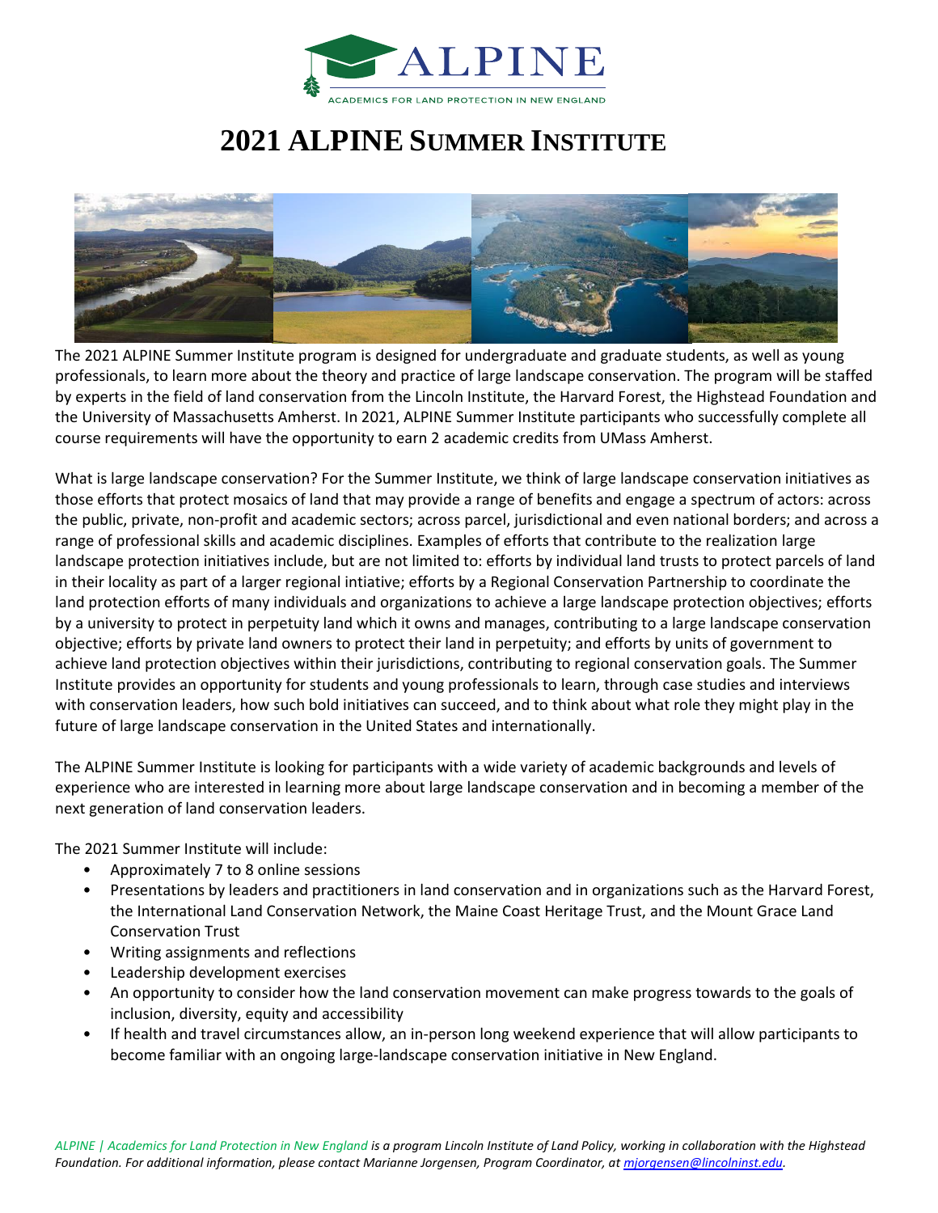ALPINE

ACADEMICS FOR LAND PROTECTION IN NEW ENGLAND

# 2021 ALPINE Summer Institute

The 2021 ALPINE Summer Institute program is designed for undergraduate and graduate students, as well as young professionals, to learn more about the theory and practice of large landscape conservation. The program will be staffed by experts in the field of land conservation from the Lincoln Institute, the Harvard Forest, the Highstead Foundation and the University of Massachusetts Amherst. In 2021, ALPINE Summer Institute participants who successfully complete all course requirements will have the opportunity to earn 2 academic credits from UMass Amherst.

What is large landscape conservation? For the Summer Institute, we think of large landscape conservation initiatives as those efforts that protect mosaics of land that may provide a range of benefits and engage a spectrum of actors: across the public, private, non-profit and academic sectors; across parcel, jurisdictional and even national borders; and across a range of professional skills and academic disciplines. Examples of efforts that contribute to the realization large landscape protection initiatives include, but are not limited to: efforts by individual land trusts to protect parcels of land in their locality as part of a larger regional intiative; efforts by a Regional Conservation Partnership to coordinate the land protection efforts of many individuals and organizations to achieve a large landscape protection objectives; efforts by a university to protect in perpetuity land which it owns and manages, contributing to a large landscape conservation objective; efforts by private land owners to protect their land in perpetuity; and efforts by units of government to achieve land protection objectives within their jurisdictions, contributing to regional conservation goals. The Summer Institute provides an opportunity for students and young professionals to learn, through case studies and interviews with conservation leaders, how such bold initiatives can succeed, and to think about what role they might play in the future of large landscape conservation in the United States and internationally.

The ALPINE Summer Institute is looking for participants with a wide variety of academic backgrounds and levels of experience who are interested in learning more about large landscape conservation and in becoming a member of the next generation of land conservation leaders.

The 2021 Summer Institute will include:

- Approximately 7 to 8 online sessions
- Presentations by leaders and practitioners in land conservation and in organizations such as the Harvard Forest, the International Land Conservation Network, the Maine Coast Heritage Trust, and the Mount Grace Land Conservation Trust
- Writing assignments and reflections
- Leadership development exercises
- An opportunity to consider how the land conservation movement can make progress towards to the goals of inclusion, diversity, equity and accessibility
- If health and travel circumstances allow, an in-person long weekend experience that will allow participants to become familiar with an ongoing large-landscape conservation initiative in New England.

*ALPINE | Academics for Land Protection in New England is a program Lincoln Institute of Land Policy, working in collaboration with the Highstead Foundation. For additional information, please contact Marianne Jorgensen, Program Coordinator, at [mjorgensen@lincolninst.edu](mailto:mjorgensen@lincolninst.edu).*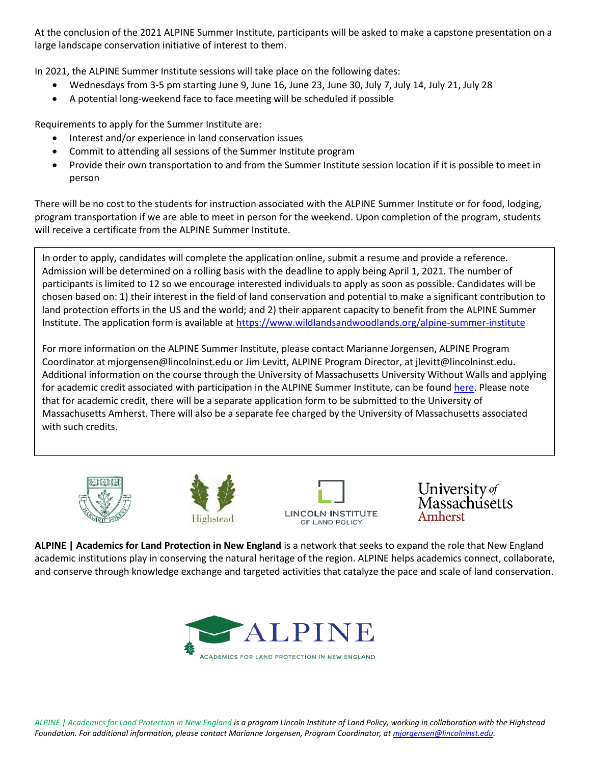At the conclusion of the 2021 ALPINE Summer Institute, participants will be asked to make a capstone presentation on a large landscape conservation initiative of interest to them.

In 2021, the ALPINE Summer Institute sessions will take place on the following dates:

- Wednesdays from 3-5 pm starting June 9, June 16, June 23, June 30, July 7, July 14, July 21, July 28
- A potential long-weekend face to face meeting will be scheduled if possible

Requirements to apply for the Summer Institute are:

- Interest and/or experience in land conservation issues
- Commit to attending all sessions of the Summer Institute program
- Provide their own transportation to and from the Summer Institute session location if it is possible to meet in person

There will be no cost to the students for instruction associated with the ALPINE Summer Institute or for food, lodging, program transportation if we are able to meet in person for the weekend. Upon completion of the program, students will receive a certificate from the ALPINE Summer Institute.

In order to apply, candidates will complete the application online, submit a resume and provide a reference. Admission will be determined on a rolling basis with the deadline to apply being April 1, 2021. The number of participants is limited to 12 so we encourage interested individuals to apply as soon as possible. Candidates will be chosen based on: 1) their interest in the field of land conservation and potential to make a significant contribution to land protection efforts in the US and the world; and 2) their apparent capacity to benefit from the ALPINE Summer Institute. The application form is available at https://www.wildlandsandwoodlands.org/alpine-summer-institute

For more information on the ALPINE Summer Institute, please contact Marianne Jorgensen, ALPINE Program Coordinator at mjorgensen@lincolninst.edu or Jim Levitt, ALPINE Program Director, at jlevitt@lincolninst.edu. Additional information on the course through the University of Massachusetts University Without Walls and applying for academic credit associated with participation in the ALPINE Summer Institute, can be found here. Please note that for academic credit, there will be a separate application form to be submitted to the University of Massachusetts Amherst. There will also be a separate fee charged by the University of Massachusetts associated with such credits.

**ALPINE | Academics for Land Protection in New England** is a network that seeks to expand the role that New England academic institutions play in conserving the natural heritage of the region. ALPINE helps academics connect, collaborate, and conserve through knowledge exchange and targeted activities that catalyze the pace and scale of land conservation.

*ALPINE | Academics for Land Protection in New England is a program Lincoln Institute of Land Policy, working in collaboration with the Highstead Foundation. For additional information, please contact Marianne Jorgensen, Program Coordinator, at mjorgensen@lincolninst.edu.*